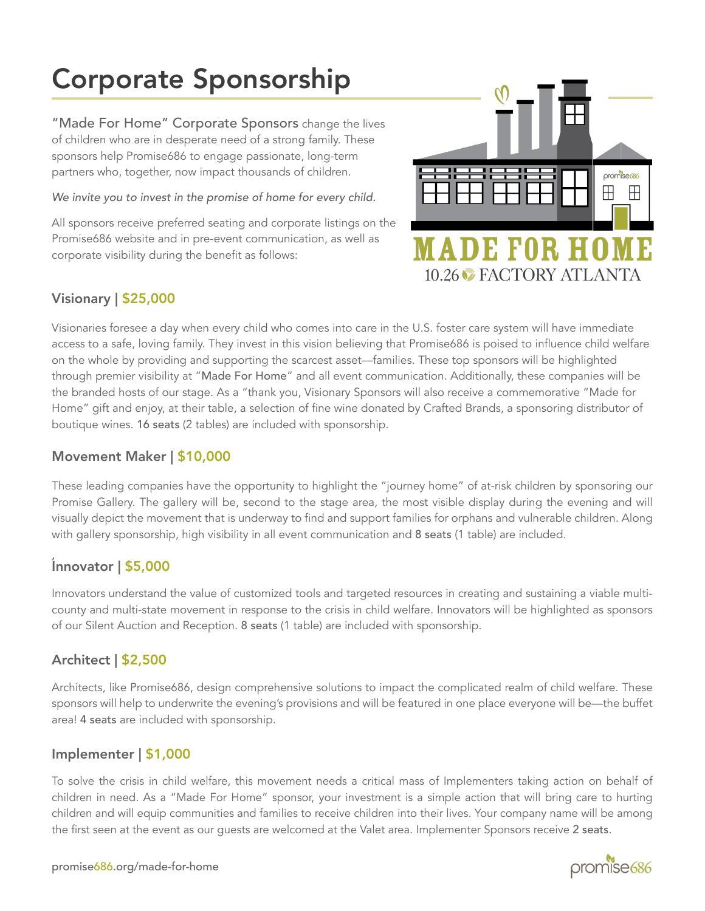# Corporate Sponsorship

"Made For Home" Corporate Sponsors change the lives of children who are in desperate need of a strong family. These sponsors help Promise686 to engage passionate, long-term partners who, together, now impact thousands of children.

*We invite you to invest in the promise of home for every child.*

All sponsors receive preferred seating and corporate listings on the Promise686 website and in pre-event communication, as well as corporate visibility during the benefit as follows:

MADE FOR HOME
10.26 FACTORY ATLANTA

## Visionary | $25,000

Visionaries foresee a day when every child who comes into care in the U.S. foster care system will have immediate access to a safe, loving family. They invest in this vision believing that Promise686 is poised to influence child welfare on the whole by providing and supporting the scarcest asset—families. These top sponsors will be highlighted through premier visibility at "Made For Home" and all event communication. Additionally, these companies will be the branded hosts of our stage. As a "thank you, Visionary Sponsors will also receive a commemorative "Made for Home" gift and enjoy, at their table, a selection of fine wine donated by Crafted Brands, a sponsoring distributor of boutique wines. 16 seats (2 tables) are included with sponsorship.

## Movement Maker | $10,000

These leading companies have the opportunity to highlight the "journey home" of at-risk children by sponsoring our Promise Gallery. The gallery will be, second to the stage area, the most visible display during the evening and will visually depict the movement that is underway to find and support families for orphans and vulnerable children. Along with gallery sponsorship, high visibility in all event communication and 8 seats (1 table) are included.

## Innovator | $5,000

Innovators understand the value of customized tools and targeted resources in creating and sustaining a viable multi-county and multi-state movement in response to the crisis in child welfare. Innovators will be highlighted as sponsors of our Silent Auction and Reception. 8 seats (1 table) are included with sponsorship.

## Architect | $2,500

Architects, like Promise686, design comprehensive solutions to impact the complicated realm of child welfare. These sponsors will help to underwrite the evening's provisions and will be featured in one place everyone will be—the buffet area! 4 seats are included with sponsorship.

## Implementer | $1,000

To solve the crisis in child welfare, this movement needs a critical mass of Implementers taking action on behalf of children in need. As a "Made For Home" sponsor, your investment is a simple action that will bring care to hurting children and will equip communities and families to receive children into their lives. Your company name will be among the first seen at the event as our guests are welcomed at the Valet area. Implementer Sponsors receive 2 seats.

promise686.org/made-for-home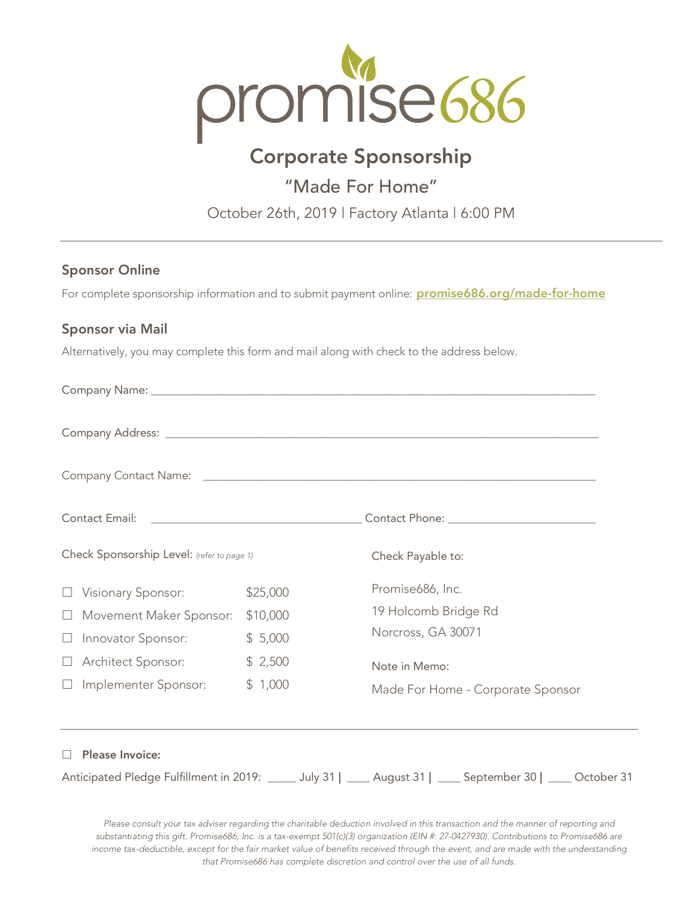# promise686

## Corporate Sponsorship

"Made For Home"

October 26th, 2019 | Factory Atlanta | 6:00 PM

---

### Sponsor Online

For complete sponsorship information and to submit payment online: **promise686.org/made-for-home**

### Sponsor via Mail

Alternatively, you may complete this form and mail along with check to the address below.

Company Name: ____________________________________________________________________

Company Address: __________________________________________________________________

Company Contact Name: ______________________________________________________________

Contact Email: ________________________________ Contact Phone: ______________________

Check Sponsorship Level: *(refer to page 1)*

☐ Visionary Sponsor: $25,000

☐ Movement Maker Sponsor: $10,000

☐ Innovator Sponsor: $ 5,000

☐ Architect Sponsor: $ 2,500

☐ Implementer Sponsor: $ 1,000

Check Payable to:

Promise686, Inc.
19 Holcomb Bridge Rd
Norcross, GA 30071

Note in Memo:

Made For Home - Corporate Sponsor

---

☐ **Please Invoice:**

Anticipated Pledge Fulfillment in 2019: _____ July 31 | ____ August 31 | ____ September 30 | ____ October 31

*Please consult your tax adviser regarding the charitable deduction involved in this transaction and the manner of reporting and substantiating this gift. Promise686, Inc. is a tax-exempt 501(c)(3) organization (EIN #: 27-0427930). Contributions to Promise686 are income tax-deductible, except for the fair market value of benefits received through the event, and are made with the understanding that Promise686 has complete discretion and control over the use of all funds.*